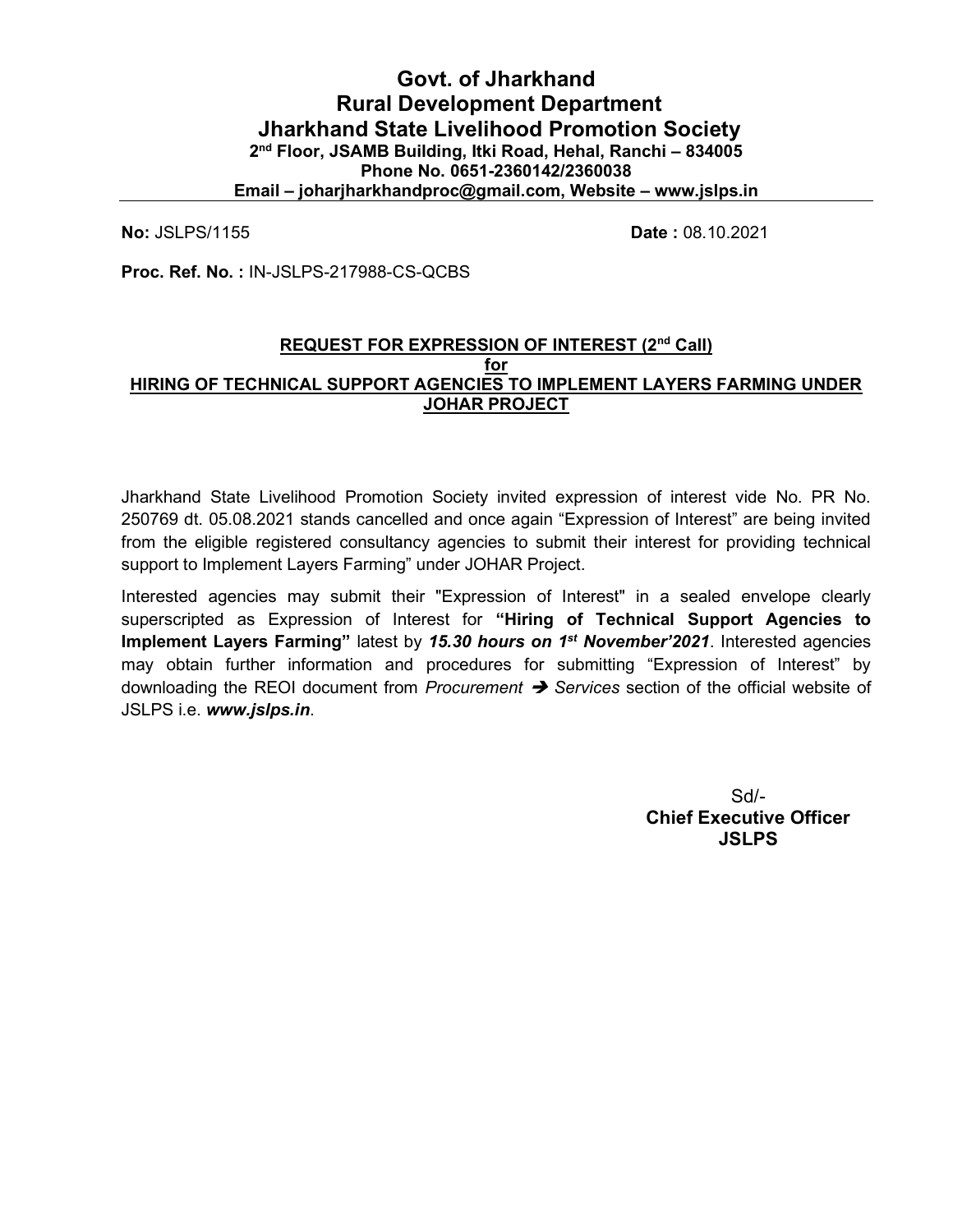# Govt. of Jharkhand
# Rural Development Department
# Jharkhand State Livelihood Promotion Society

**2nd Floor, JSAMB Building, Itki Road, Hehal, Ranchi – 834005**
**Phone No. 0651-2360142/2360038**
**Email – joharjharkhandproc@gmail.com, Website – www.jslps.in**

---

**No:** JSLPS/1155 **Date :** 08.10.2021

**Proc. Ref. No. :** IN-JSLPS-217988-CS-QCBS

## REQUEST FOR EXPRESSION OF INTEREST (2nd Call)
## for
## HIRING OF TECHNICAL SUPPORT AGENCIES TO IMPLEMENT LAYERS FARMING UNDER JOHAR PROJECT

Jharkhand State Livelihood Promotion Society invited expression of interest vide No. PR No. 250769 dt. 05.08.2021 stands cancelled and once again "Expression of Interest" are being invited from the eligible registered consultancy agencies to submit their interest for providing technical support to Implement Layers Farming" under JOHAR Project.

Interested agencies may submit their "Expression of Interest" in a sealed envelope clearly superscripted as Expression of Interest for **"Hiring of Technical Support Agencies to Implement Layers Farming"** latest by ***15.30 hours on 1st November'2021***. Interested agencies may obtain further information and procedures for submitting "Expression of Interest" by downloading the REOI document from *Procurement ➔ Services* section of the official website of JSLPS i.e. ***www.jslps.in***.

Sd/-
**Chief Executive Officer**
**JSLPS**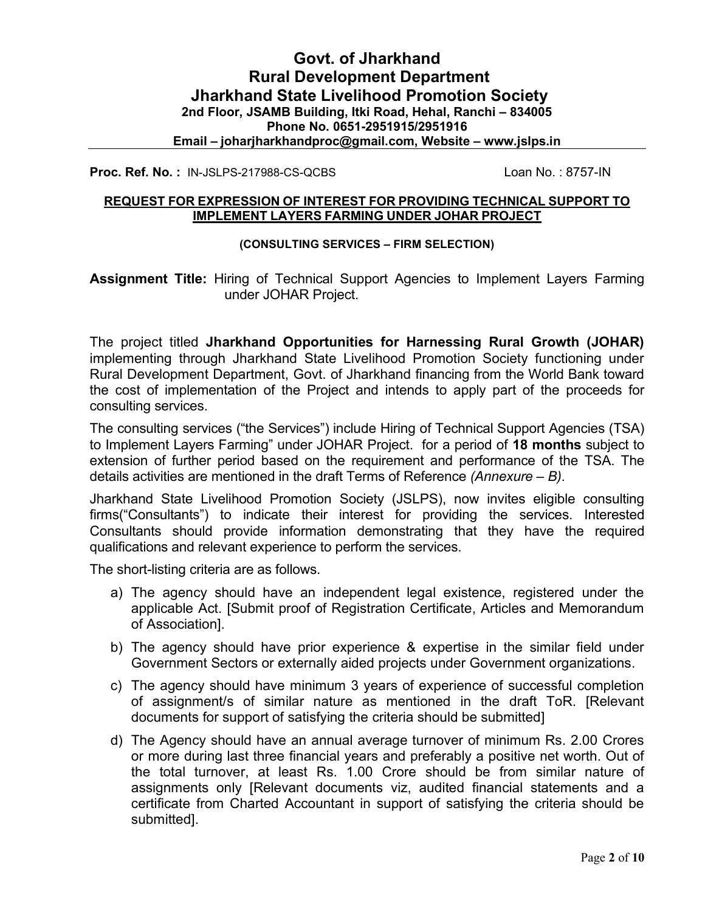# Govt. of Jharkhand
# Rural Development Department
# Jharkhand State Livelihood Promotion Society

**2nd Floor, JSAMB Building, Itki Road, Hehal, Ranchi – 834005**
**Phone No. 0651-2951915/2951916**
**Email – joharjharkhandproc@gmail.com, Website – www.jslps.in**

---

**Proc. Ref. No. :** IN-JSLPS-217988-CS-QCBS Loan No. : 8757-IN

**REQUEST FOR EXPRESSION OF INTEREST FOR PROVIDING TECHNICAL SUPPORT TO IMPLEMENT LAYERS FARMING UNDER JOHAR PROJECT**

**(CONSULTING SERVICES – FIRM SELECTION)**

**Assignment Title:** Hiring of Technical Support Agencies to Implement Layers Farming under JOHAR Project.

The project titled **Jharkhand Opportunities for Harnessing Rural Growth (JOHAR)** implementing through Jharkhand State Livelihood Promotion Society functioning under Rural Development Department, Govt. of Jharkhand financing from the World Bank toward the cost of implementation of the Project and intends to apply part of the proceeds for consulting services.

The consulting services ("the Services") include Hiring of Technical Support Agencies (TSA) to Implement Layers Farming" under JOHAR Project. for a period of **18 months** subject to extension of further period based on the requirement and performance of the TSA. The details activities are mentioned in the draft Terms of Reference *(Annexure – B)*.

Jharkhand State Livelihood Promotion Society (JSLPS), now invites eligible consulting firms("Consultants") to indicate their interest for providing the services. Interested Consultants should provide information demonstrating that they have the required qualifications and relevant experience to perform the services.

The short-listing criteria are as follows.

a) The agency should have an independent legal existence, registered under the applicable Act. [Submit proof of Registration Certificate, Articles and Memorandum of Association].

b) The agency should have prior experience & expertise in the similar field under Government Sectors or externally aided projects under Government organizations.

c) The agency should have minimum 3 years of experience of successful completion of assignment/s of similar nature as mentioned in the draft ToR. [Relevant documents for support of satisfying the criteria should be submitted]

d) The Agency should have an annual average turnover of minimum Rs. 2.00 Crores or more during last three financial years and preferably a positive net worth. Out of the total turnover, at least Rs. 1.00 Crore should be from similar nature of assignments only [Relevant documents viz, audited financial statements and a certificate from Charted Accountant in support of satisfying the criteria should be submitted].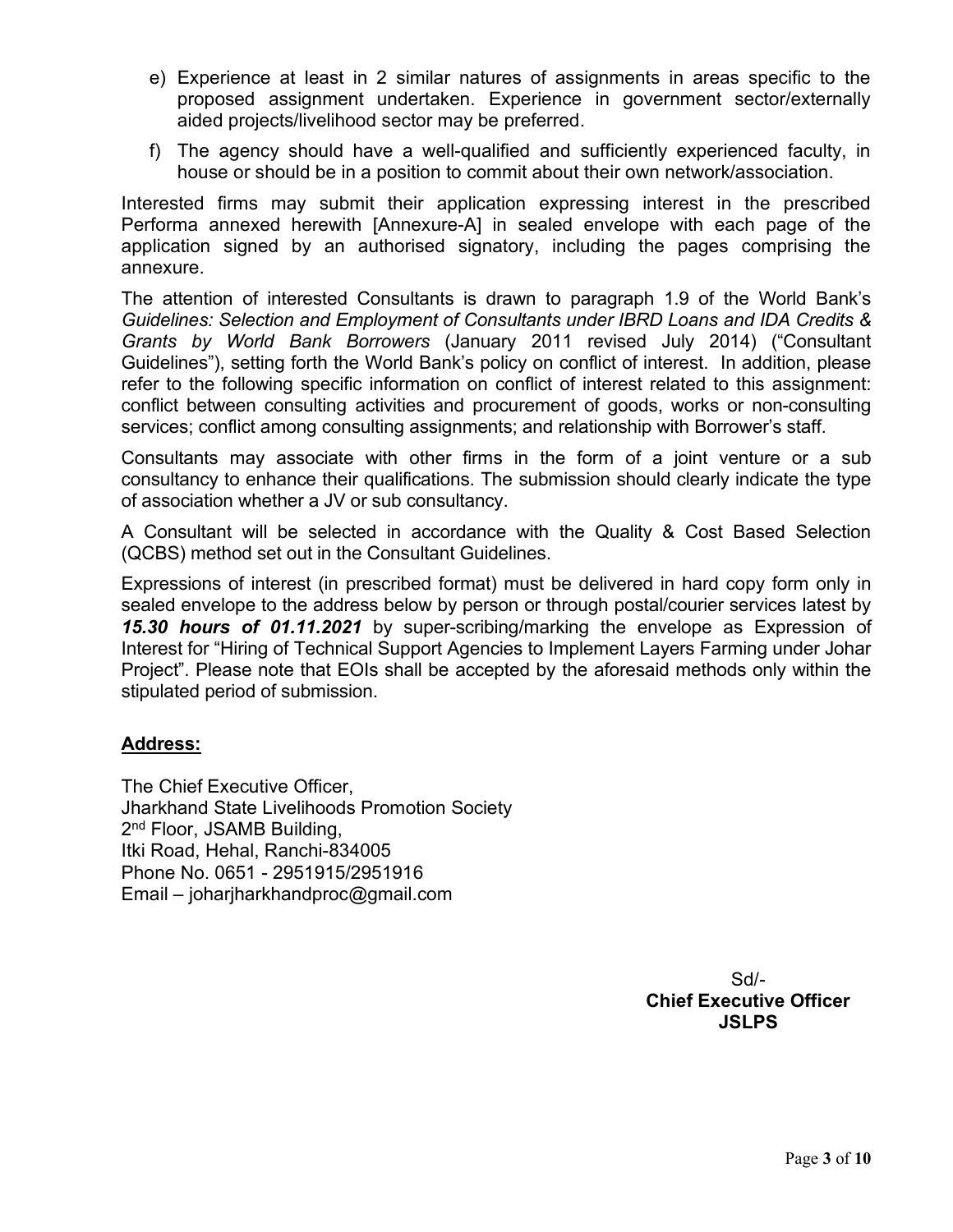e) Experience at least in 2 similar natures of assignments in areas specific to the proposed assignment undertaken. Experience in government sector/externally aided projects/livelihood sector may be preferred.

f) The agency should have a well-qualified and sufficiently experienced faculty, in house or should be in a position to commit about their own network/association.

Interested firms may submit their application expressing interest in the prescribed Performa annexed herewith [Annexure-A] in sealed envelope with each page of the application signed by an authorised signatory, including the pages comprising the annexure.

The attention of interested Consultants is drawn to paragraph 1.9 of the World Bank's *Guidelines: Selection and Employment of Consultants under IBRD Loans and IDA Credits & Grants by World Bank Borrowers* (January 2011 revised July 2014) ("Consultant Guidelines"), setting forth the World Bank's policy on conflict of interest. In addition, please refer to the following specific information on conflict of interest related to this assignment: conflict between consulting activities and procurement of goods, works or non-consulting services; conflict among consulting assignments; and relationship with Borrower's staff.

Consultants may associate with other firms in the form of a joint venture or a sub consultancy to enhance their qualifications. The submission should clearly indicate the type of association whether a JV or sub consultancy.

A Consultant will be selected in accordance with the Quality & Cost Based Selection (QCBS) method set out in the Consultant Guidelines.

Expressions of interest (in prescribed format) must be delivered in hard copy form only in sealed envelope to the address below by person or through postal/courier services latest by ***15.30 hours of 01.11.2021*** by super-scribing/marking the envelope as Expression of Interest for "Hiring of Technical Support Agencies to Implement Layers Farming under Johar Project". Please note that EOIs shall be accepted by the aforesaid methods only within the stipulated period of submission.

**Address:**

The Chief Executive Officer,
Jharkhand State Livelihoods Promotion Society
2nd Floor, JSAMB Building,
Itki Road, Hehal, Ranchi-834005
Phone No. 0651 - 2951915/2951916
Email – joharjharkhandproc@gmail.com

Sd/-
**Chief Executive Officer**
**JSLPS**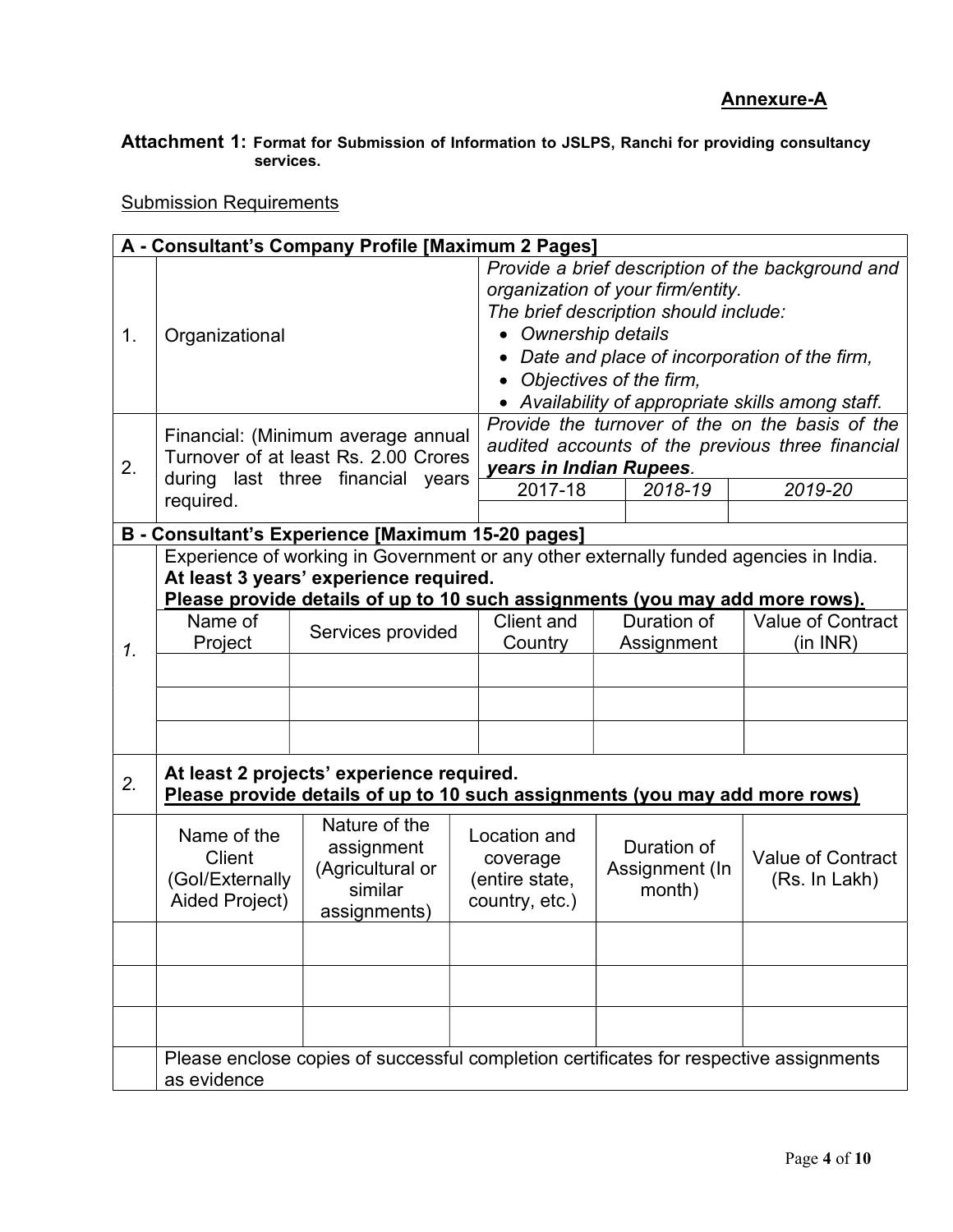**Annexure-A**

**Attachment 1: Format for Submission of Information to JSLPS, Ranchi for providing consultancy services.**

Submission Requirements

| **A - Consultant's Company Profile [Maximum 2 Pages]** | | | | |
|---|---|---|---|---|
| 1. | Organizational | *Provide a brief description of the background and organization of your firm/entity.*<br>*The brief description should include:*<br>• *Ownership details*<br>• *Date and place of incorporation of the firm,*<br>• *Objectives of the firm,*<br>• *Availability of appropriate skills among staff.* | | |
| 2. | Financial: (Minimum average annual Turnover of at least Rs. 2.00 Crores during last three financial years required. | *Provide the turnover of the on the basis of the audited accounts of the previous three financial **years in Indian Rupees**.* | | |
| | | 2017-18 | *2018-19* | *2019-20* |
| | | | | |

| **B - Consultant's Experience [Maximum 15-20 pages]** | | | | | |
|---|---|---|---|---|---|
| *1.* | Experience of working in Government or any other externally funded agencies in India.<br>**At least 3 years' experience required.**<br>**Please provide details of up to 10 such assignments (you may add more rows).** | | | | |
| | Name of Project | Services provided | Client and Country | Duration of Assignment | Value of Contract (in INR) |
| | | | | | |
| | | | | | |
| | | | | | |
| *2.* | **At least 2 projects' experience required.**<br>**Please provide details of up to 10 such assignments (you may add more rows)** | | | | |
| | Name of the Client (GoI/Externally Aided Project) | Nature of the assignment (Agricultural or similar assignments) | Location and coverage (entire state, country, etc.) | Duration of Assignment (In month) | Value of Contract (Rs. In Lakh) |
| | | | | | |
| | | | | | |
| | | | | | |
| | Please enclose copies of successful completion certificates for respective assignments as evidence | | | | |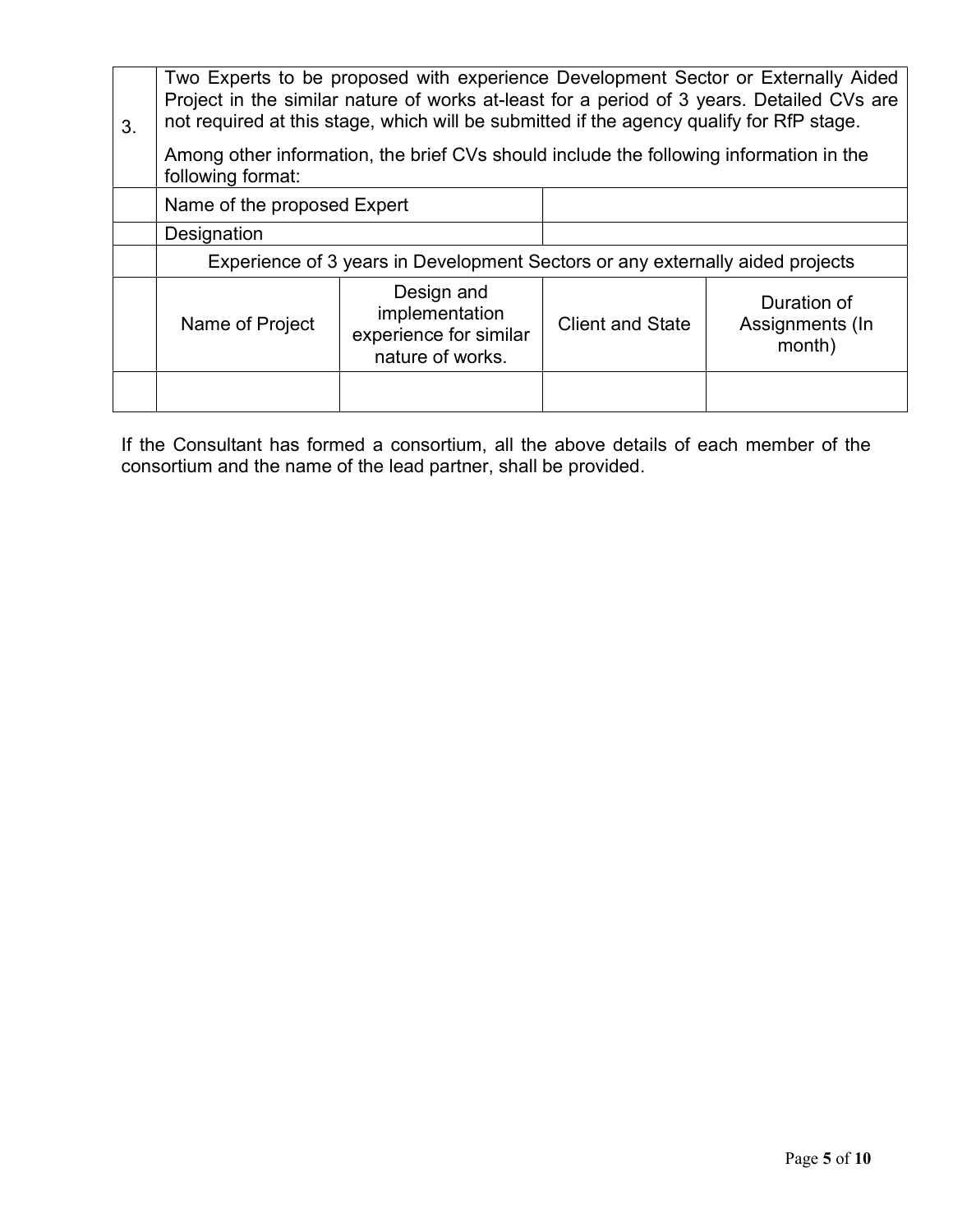| | | | | |
|---|---|---|---|---|
| 3. | Two Experts to be proposed with experience Development Sector or Externally Aided Project in the similar nature of works at-least for a period of 3 years. Detailed CVs are not required at this stage, which will be submitted if the agency qualify for RfP stage.<br><br>Among other information, the brief CVs should include the following information in the following format: | | | |
| | Name of the proposed Expert | | | |
| | Designation | | | |
| | Experience of 3 years in Development Sectors or any externally aided projects | | | |
| | Name of Project | Design and implementation experience for similar nature of works. | Client and State | Duration of Assignments (In month) |
| | | | | |

If the Consultant has formed a consortium, all the above details of each member of the consortium and the name of the lead partner, shall be provided.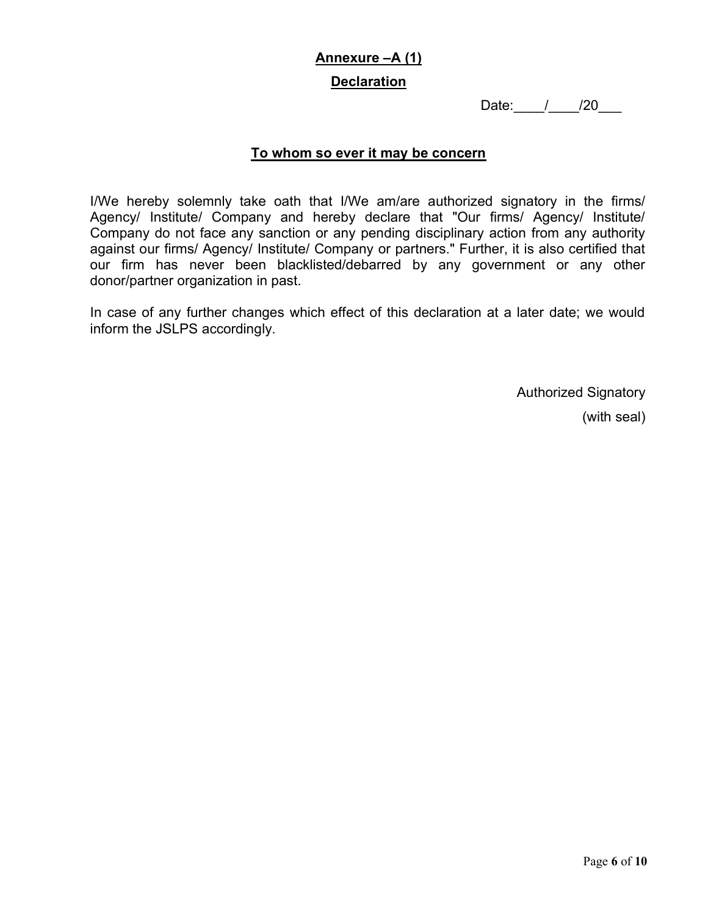**Annexure –A (1)**

**Declaration**

Date:____/____/20___

**To whom so ever it may be concern**

I/We hereby solemnly take oath that I/We am/are authorized signatory in the firms/ Agency/ Institute/ Company and hereby declare that "Our firms/ Agency/ Institute/ Company do not face any sanction or any pending disciplinary action from any authority against our firms/ Agency/ Institute/ Company or partners." Further, it is also certified that our firm has never been blacklisted/debarred by any government or any other donor/partner organization in past.

In case of any further changes which effect of this declaration at a later date; we would inform the JSLPS accordingly.

Authorized Signatory

(with seal)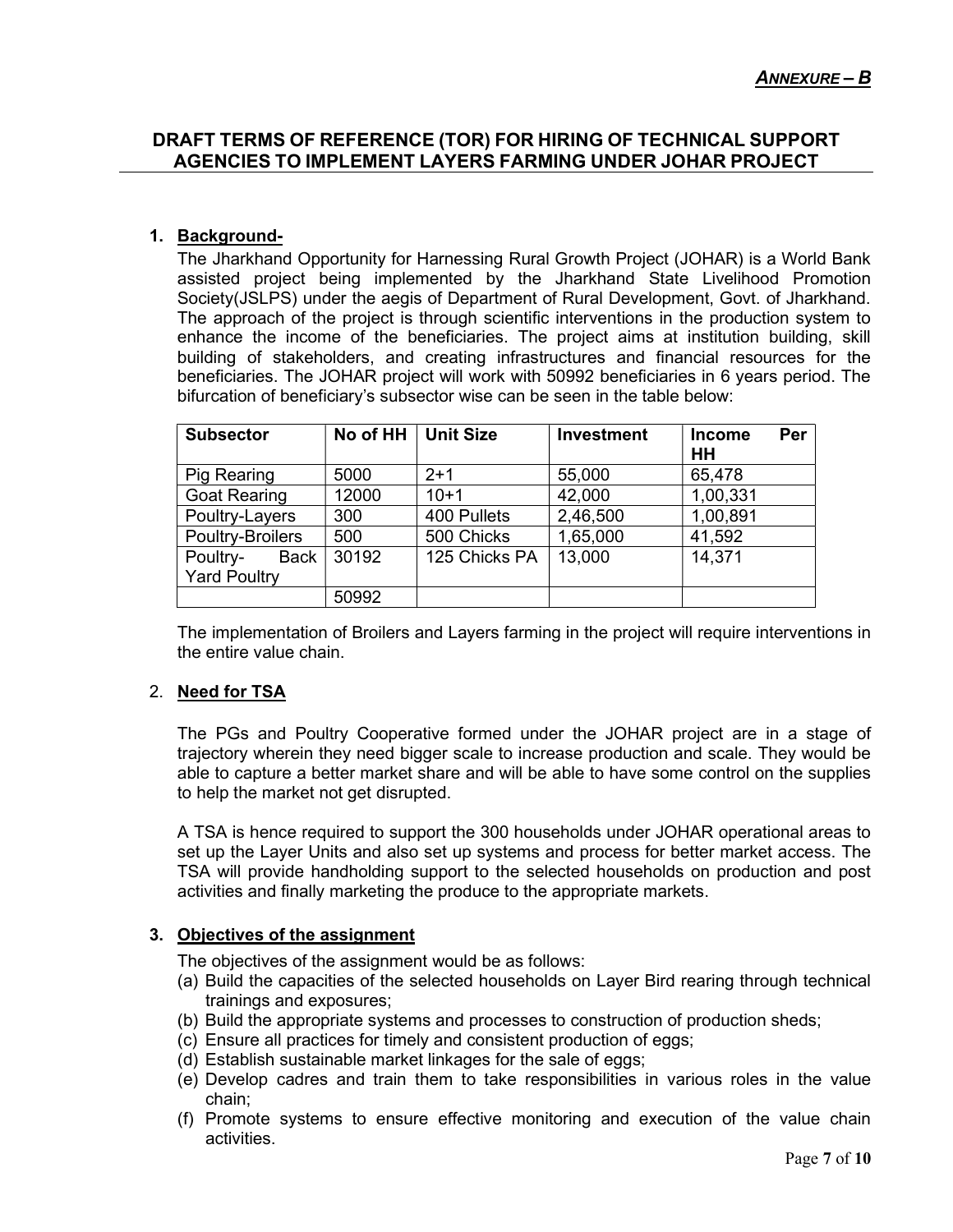***Annexure – B***

## DRAFT TERMS OF REFERENCE (TOR) FOR HIRING OF TECHNICAL SUPPORT AGENCIES TO IMPLEMENT LAYERS FARMING UNDER JOHAR PROJECT

### 1. Background-

The Jharkhand Opportunity for Harnessing Rural Growth Project (JOHAR) is a World Bank assisted project being implemented by the Jharkhand State Livelihood Promotion Society(JSLPS) under the aegis of Department of Rural Development, Govt. of Jharkhand. The approach of the project is through scientific interventions in the production system to enhance the income of the beneficiaries. The project aims at institution building, skill building of stakeholders, and creating infrastructures and financial resources for the beneficiaries. The JOHAR project will work with 50992 beneficiaries in 6 years period. The bifurcation of beneficiary's subsector wise can be seen in the table below:

| Subsector | No of HH | Unit Size | Investment | Income Per HH |
|---|---|---|---|---|
| Pig Rearing | 5000 | 2+1 | 55,000 | 65,478 |
| Goat Rearing | 12000 | 10+1 | 42,000 | 1,00,331 |
| Poultry-Layers | 300 | 400 Pullets | 2,46,500 | 1,00,891 |
| Poultry-Broilers | 500 | 500 Chicks | 1,65,000 | 41,592 |
| Poultry- Back Yard Poultry | 30192 | 125 Chicks PA | 13,000 | 14,371 |
| | 50992 | | | |

The implementation of Broilers and Layers farming in the project will require interventions in the entire value chain.

### 2. Need for TSA

The PGs and Poultry Cooperative formed under the JOHAR project are in a stage of trajectory wherein they need bigger scale to increase production and scale. They would be able to capture a better market share and will be able to have some control on the supplies to help the market not get disrupted.

A TSA is hence required to support the 300 households under JOHAR operational areas to set up the Layer Units and also set up systems and process for better market access. The TSA will provide handholding support to the selected households on production and post activities and finally marketing the produce to the appropriate markets.

### 3. Objectives of the assignment

The objectives of the assignment would be as follows:

(a) Build the capacities of the selected households on Layer Bird rearing through technical trainings and exposures;

(b) Build the appropriate systems and processes to construction of production sheds;

(c) Ensure all practices for timely and consistent production of eggs;

(d) Establish sustainable market linkages for the sale of eggs;

(e) Develop cadres and train them to take responsibilities in various roles in the value chain;

(f) Promote systems to ensure effective monitoring and execution of the value chain activities.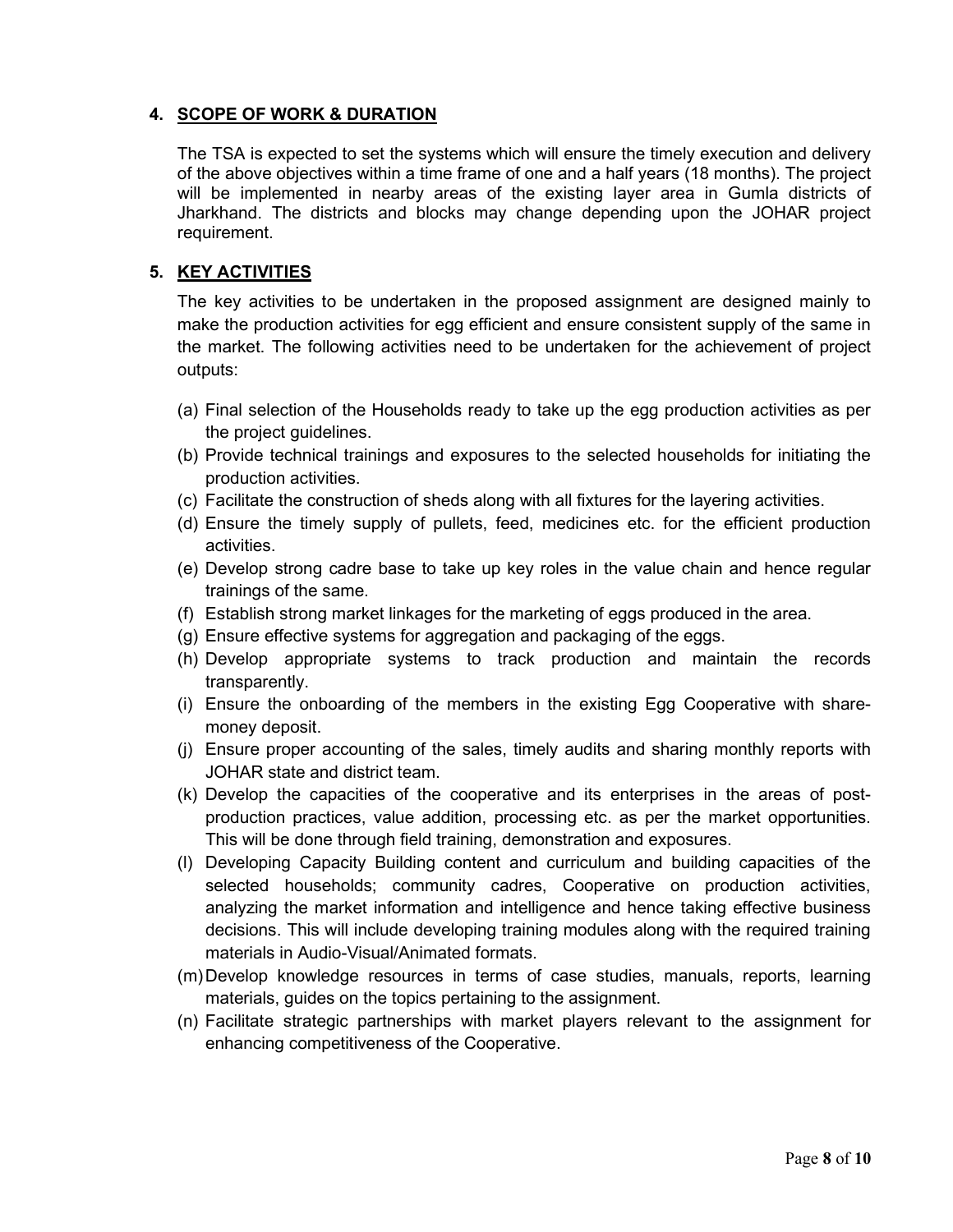## 4. SCOPE OF WORK & DURATION

The TSA is expected to set the systems which will ensure the timely execution and delivery of the above objectives within a time frame of one and a half years (18 months). The project will be implemented in nearby areas of the existing layer area in Gumla districts of Jharkhand. The districts and blocks may change depending upon the JOHAR project requirement.

## 5. KEY ACTIVITIES

The key activities to be undertaken in the proposed assignment are designed mainly to make the production activities for egg efficient and ensure consistent supply of the same in the market. The following activities need to be undertaken for the achievement of project outputs:

(a) Final selection of the Households ready to take up the egg production activities as per the project guidelines.
(b) Provide technical trainings and exposures to the selected households for initiating the production activities.
(c) Facilitate the construction of sheds along with all fixtures for the layering activities.
(d) Ensure the timely supply of pullets, feed, medicines etc. for the efficient production activities.
(e) Develop strong cadre base to take up key roles in the value chain and hence regular trainings of the same.
(f) Establish strong market linkages for the marketing of eggs produced in the area.
(g) Ensure effective systems for aggregation and packaging of the eggs.
(h) Develop appropriate systems to track production and maintain the records transparently.
(i) Ensure the onboarding of the members in the existing Egg Cooperative with share-money deposit.
(j) Ensure proper accounting of the sales, timely audits and sharing monthly reports with JOHAR state and district team.
(k) Develop the capacities of the cooperative and its enterprises in the areas of post-production practices, value addition, processing etc. as per the market opportunities. This will be done through field training, demonstration and exposures.
(l) Developing Capacity Building content and curriculum and building capacities of the selected households; community cadres, Cooperative on production activities, analyzing the market information and intelligence and hence taking effective business decisions. This will include developing training modules along with the required training materials in Audio-Visual/Animated formats.
(m) Develop knowledge resources in terms of case studies, manuals, reports, learning materials, guides on the topics pertaining to the assignment.
(n) Facilitate strategic partnerships with market players relevant to the assignment for enhancing competitiveness of the Cooperative.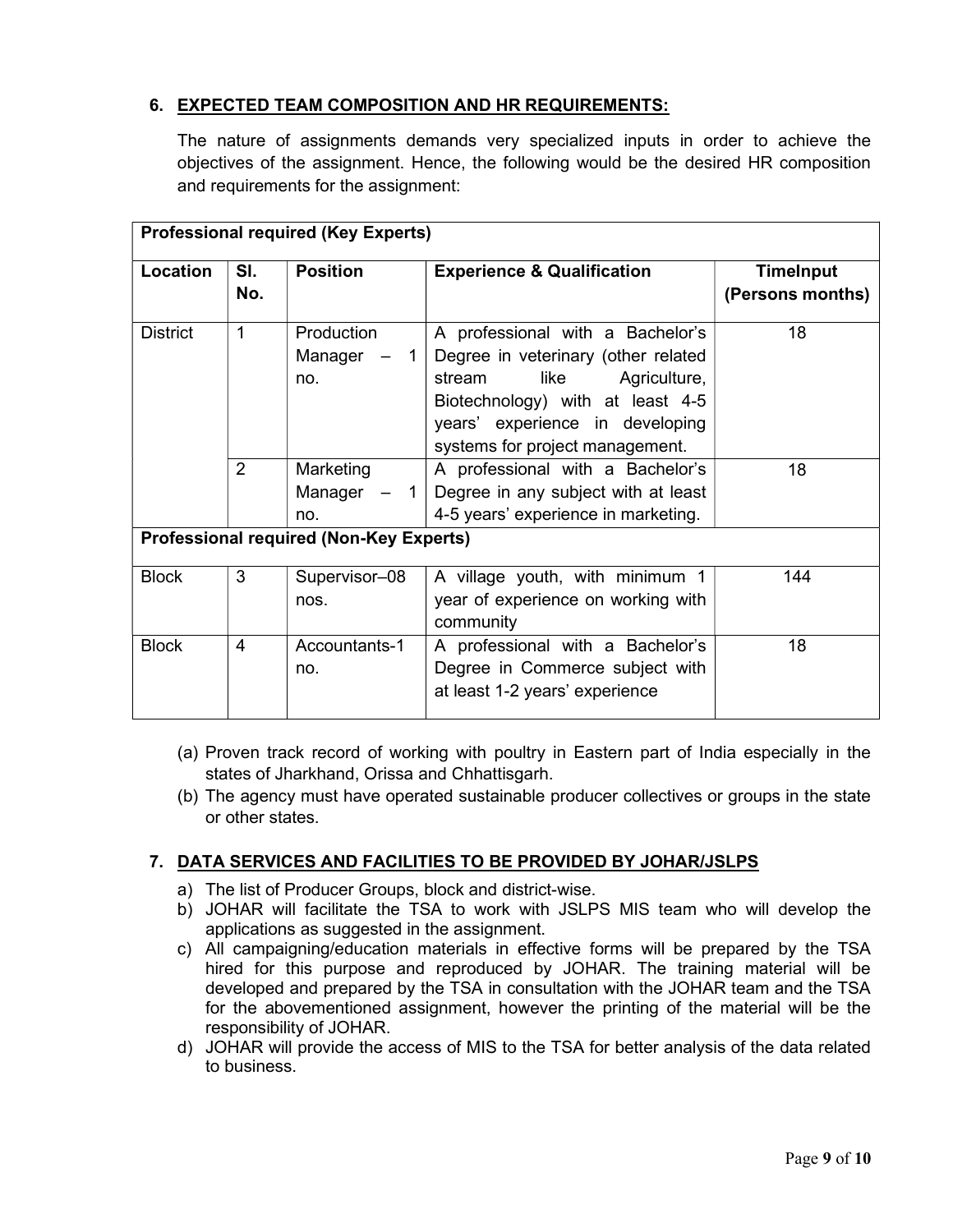## 6. EXPECTED TEAM COMPOSITION AND HR REQUIREMENTS:

The nature of assignments demands very specialized inputs in order to achieve the objectives of the assignment. Hence, the following would be the desired HR composition and requirements for the assignment:

| Location | Sl. No. | Position | Experience & Qualification | TimeInput (Persons months) |
|---|---|---|---|---|
| **Professional required (Key Experts)** | | | | |
| District | 1 | Production Manager – 1 no. | A professional with a Bachelor's Degree in veterinary (other related stream like Agriculture, Biotechnology) with at least 4-5 years' experience in developing systems for project management. | 18 |
| | 2 | Marketing Manager – 1 no. | A professional with a Bachelor's Degree in any subject with at least 4-5 years' experience in marketing. | 18 |
| **Professional required (Non-Key Experts)** | | | | |
| Block | 3 | Supervisor–08 nos. | A village youth, with minimum 1 year of experience on working with community | 144 |
| Block | 4 | Accountants-1 no. | A professional with a Bachelor's Degree in Commerce subject with at least 1-2 years' experience | 18 |

(a) Proven track record of working with poultry in Eastern part of India especially in the states of Jharkhand, Orissa and Chhattisgarh.

(b) The agency must have operated sustainable producer collectives or groups in the state or other states.

## 7. DATA SERVICES AND FACILITIES TO BE PROVIDED BY JOHAR/JSLPS

a) The list of Producer Groups, block and district-wise.

b) JOHAR will facilitate the TSA to work with JSLPS MIS team who will develop the applications as suggested in the assignment.

c) All campaigning/education materials in effective forms will be prepared by the TSA hired for this purpose and reproduced by JOHAR. The training material will be developed and prepared by the TSA in consultation with the JOHAR team and the TSA for the abovementioned assignment, however the printing of the material will be the responsibility of JOHAR.

d) JOHAR will provide the access of MIS to the TSA for better analysis of the data related to business.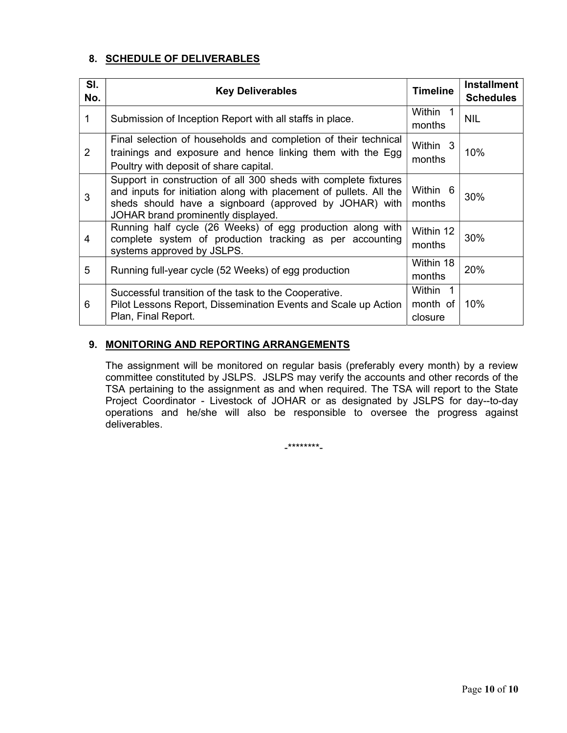## 8. SCHEDULE OF DELIVERABLES

| Sl. No. | Key Deliverables | Timeline | Installment Schedules |
|---|---|---|---|
| 1 | Submission of Inception Report with all staffs in place. | Within 1 months | NIL |
| 2 | Final selection of households and completion of their technical trainings and exposure and hence linking them with the Egg Poultry with deposit of share capital. | Within 3 months | 10% |
| 3 | Support in construction of all 300 sheds with complete fixtures and inputs for initiation along with placement of pullets. All the sheds should have a signboard (approved by JOHAR) with JOHAR brand prominently displayed. | Within 6 months | 30% |
| 4 | Running half cycle (26 Weeks) of egg production along with complete system of production tracking as per accounting systems approved by JSLPS. | Within 12 months | 30% |
| 5 | Running full-year cycle (52 Weeks) of egg production | Within 18 months | 20% |
| 6 | Successful transition of the task to the Cooperative. Pilot Lessons Report, Dissemination Events and Scale up Action Plan, Final Report. | Within 1 month of closure | 10% |

## 9. MONITORING AND REPORTING ARRANGEMENTS

The assignment will be monitored on regular basis (preferably every month) by a review committee constituted by JSLPS. JSLPS may verify the accounts and other records of the TSA pertaining to the assignment as and when required. The TSA will report to the State Project Coordinator - Livestock of JOHAR or as designated by JSLPS for day--to-day operations and he/she will also be responsible to oversee the progress against deliverables.

-********-